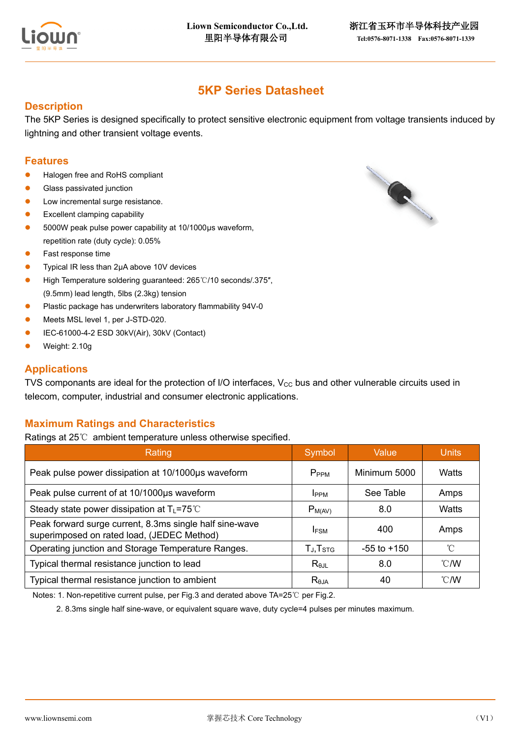# 5KP Series Datasheet

## Description

The 5KP Series is designed specifically to protect sensitive electronic equipment from voltage transients induced by lightning and other transient voltage events.

## Features

- Halogen free and RoHS compliant
- Glass passivated junction
- Low incremental surge resistance.
- Excellent clamping capability
- 5000W peak pulse power capability at 10/1000μs waveform, repetition rate (duty cycle): 0.05%
- Fast response time
- Typical IR less than 2μA above 10V devices
- High Temperature soldering guaranteed: 265℃/10 seconds/.375″, (9.5mm) lead length, 5lbs (2.3kg) tension
- Plastic package has underwriters laboratory flammability 94V-0
- Meets MSL level 1, per J-STD-020.
- IEC-61000-4-2 ESD 30kV(Air), 30kV (Contact)
- Weight: 2.10g

## Applications

TVS componants are ideal for the protection of I/O interfaces, $V_{CC}$ bus and other vulnerable circuits used in telecom, computer, industrial and consumer electronic applications.

## Maximum Ratings and Characteristics

Ratings at 25℃ ambient temperature unless otherwise specified.

| Rating | Symbol | Value | Units |
|---|---|---|---|
| Peak pulse power dissipation at 10/1000μs waveform | $P_{PPM}$ | Minimum 5000 | Watts |
| Peak pulse current of at 10/1000μs waveform | $I_{PPM}$ | See Table | Amps |
| Steady state power dissipation at $T_L$=75℃ | $P_{M(AV)}$ | 8.0 | Watts |
| Peak forward surge current, 8.3ms single half sine-wave superimposed on rated load, (JEDEC Method) | $I_{FSM}$ | 400 | Amps |
| Operating junction and Storage Temperature Ranges. | $T_J$,$T_{STG}$ | -55 to +150 | ℃ |
| Typical thermal resistance junction to lead | $R_{θJL}$ | 8.0 | ℃/W |
| Typical thermal resistance junction to ambient | $R_{θJA}$ | 40 | ℃/W |

Notes: 1. Non-repetitive current pulse, per Fig.3 and derated above TA=25℃ per Fig.2.

2. 8.3ms single half sine-wave, or equivalent square wave, duty cycle=4 pulses per minutes maximum.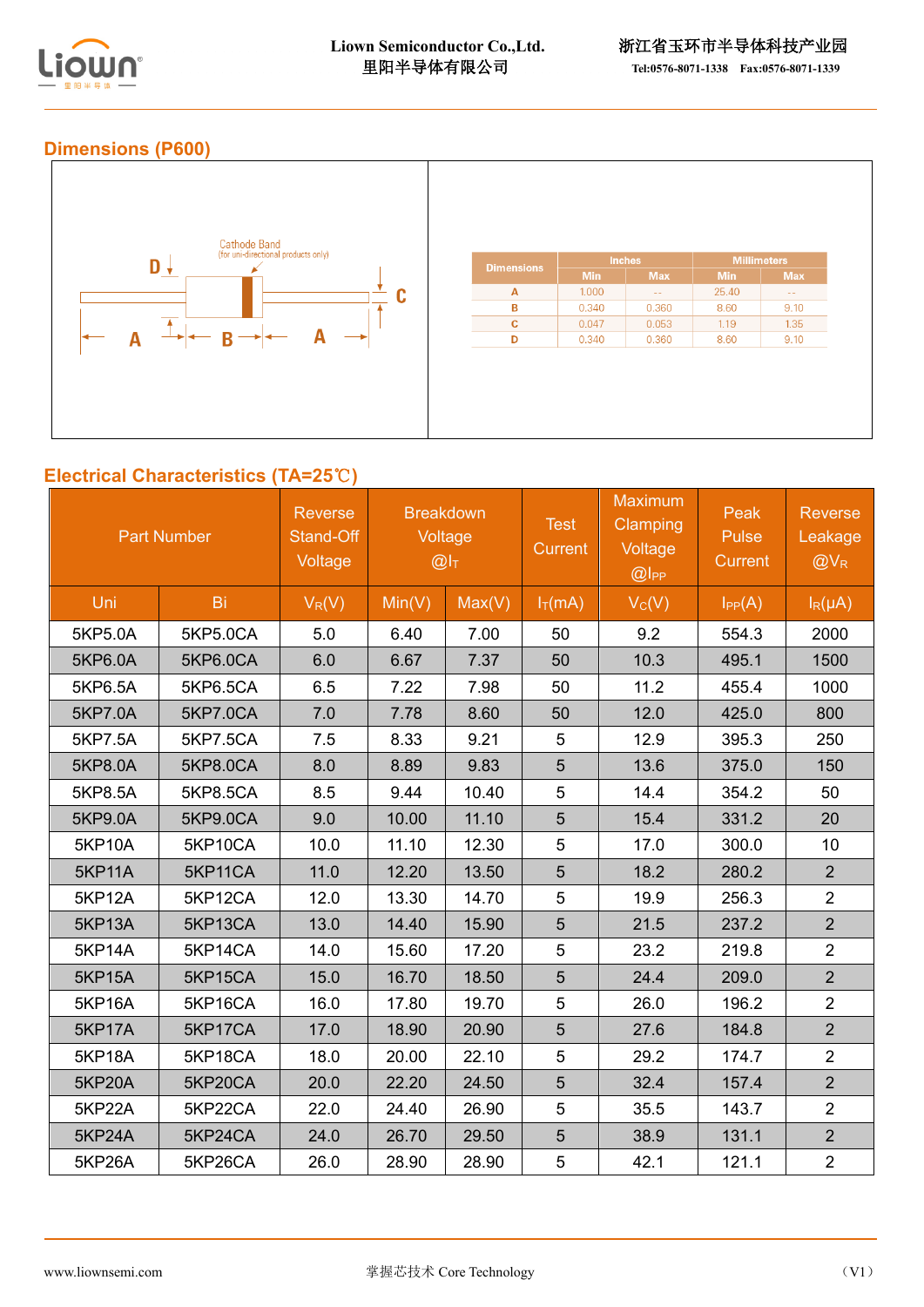## Dimensions (P600)

Cathode Band (for uni-directional products only)

| Dimensions | Inches | | Millimeters | |
|---|---|---|---|---|
| | Min | Max | Min | Max |
| A | 1.000 | -- | 25.40 | -- |
| B | 0.340 | 0.360 | 8.60 | 9.10 |
| C | 0.047 | 0.053 | 1.19 | 1.35 |
| D | 0.340 | 0.360 | 8.60 | 9.10 |

## Electrical Characteristics (TA=25℃)

| Part Number | | Reverse Stand-Off Voltage | Breakdown Voltage @$I_T$ | | Test Current | Maximum Clamping Voltage @$I_{PP}$ | Peak Pulse Current | Reverse Leakage @$V_R$ |
|---|---|---|---|---|---|---|---|---|
| Uni | Bi | $V_R$(V) | Min(V) | Max(V) | $I_T$(mA) | $V_C$(V) | $I_{PP}$(A) | $I_R$(μA) |
| 5KP5.0A | 5KP5.0CA | 5.0 | 6.40 | 7.00 | 50 | 9.2 | 554.3 | 2000 |
| 5KP6.0A | 5KP6.0CA | 6.0 | 6.67 | 7.37 | 50 | 10.3 | 495.1 | 1500 |
| 5KP6.5A | 5KP6.5CA | 6.5 | 7.22 | 7.98 | 50 | 11.2 | 455.4 | 1000 |
| 5KP7.0A | 5KP7.0CA | 7.0 | 7.78 | 8.60 | 50 | 12.0 | 425.0 | 800 |
| 5KP7.5A | 5KP7.5CA | 7.5 | 8.33 | 9.21 | 5 | 12.9 | 395.3 | 250 |
| 5KP8.0A | 5KP8.0CA | 8.0 | 8.89 | 9.83 | 5 | 13.6 | 375.0 | 150 |
| 5KP8.5A | 5KP8.5CA | 8.5 | 9.44 | 10.40 | 5 | 14.4 | 354.2 | 50 |
| 5KP9.0A | 5KP9.0CA | 9.0 | 10.00 | 11.10 | 5 | 15.4 | 331.2 | 20 |
| 5KP10A | 5KP10CA | 10.0 | 11.10 | 12.30 | 5 | 17.0 | 300.0 | 10 |
| 5KP11A | 5KP11CA | 11.0 | 12.20 | 13.50 | 5 | 18.2 | 280.2 | 2 |
| 5KP12A | 5KP12CA | 12.0 | 13.30 | 14.70 | 5 | 19.9 | 256.3 | 2 |
| 5KP13A | 5KP13CA | 13.0 | 14.40 | 15.90 | 5 | 21.5 | 237.2 | 2 |
| 5KP14A | 5KP14CA | 14.0 | 15.60 | 17.20 | 5 | 23.2 | 219.8 | 2 |
| 5KP15A | 5KP15CA | 15.0 | 16.70 | 18.50 | 5 | 24.4 | 209.0 | 2 |
| 5KP16A | 5KP16CA | 16.0 | 17.80 | 19.70 | 5 | 26.0 | 196.2 | 2 |
| 5KP17A | 5KP17CA | 17.0 | 18.90 | 20.90 | 5 | 27.6 | 184.8 | 2 |
| 5KP18A | 5KP18CA | 18.0 | 20.00 | 22.10 | 5 | 29.2 | 174.7 | 2 |
| 5KP20A | 5KP20CA | 20.0 | 22.20 | 24.50 | 5 | 32.4 | 157.4 | 2 |
| 5KP22A | 5KP22CA | 22.0 | 24.40 | 26.90 | 5 | 35.5 | 143.7 | 2 |
| 5KP24A | 5KP24CA | 24.0 | 26.70 | 29.50 | 5 | 38.9 | 131.1 | 2 |
| 5KP26A | 5KP26CA | 26.0 | 28.90 | 28.90 | 5 | 42.1 | 121.1 | 2 |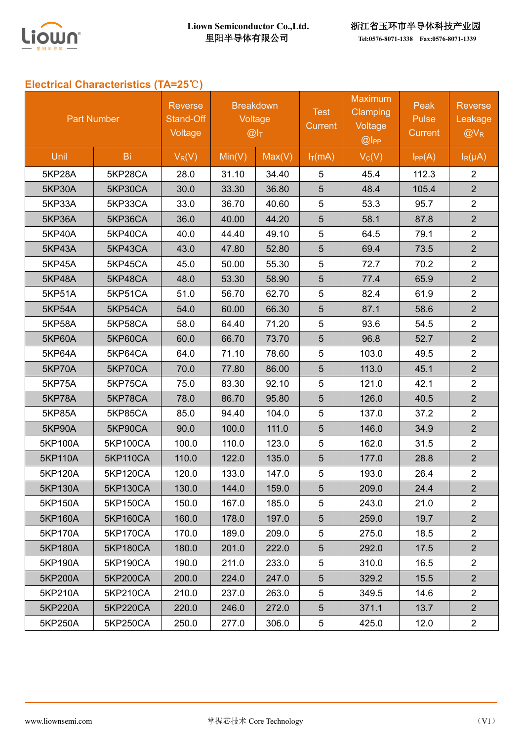## Electrical Characteristics (TA=25℃)

| Part Number | | Reverse Stand-Off Voltage | Breakdown Voltage @$I_T$ | | Test Current | Maximum Clamping Voltage @$I_{PP}$ | Peak Pulse Current | Reverse Leakage @$V_R$ |
|---|---|---|---|---|---|---|---|---|
| Unil | Bi | $V_R$(V) | Min(V) | Max(V) | $I_T$(mA) | $V_C$(V) | $I_{PP}$(A) | $I_R$(μA) |
| 5KP28A | 5KP28CA | 28.0 | 31.10 | 34.40 | 5 | 45.4 | 112.3 | 2 |
| 5KP30A | 5KP30CA | 30.0 | 33.30 | 36.80 | 5 | 48.4 | 105.4 | 2 |
| 5KP33A | 5KP33CA | 33.0 | 36.70 | 40.60 | 5 | 53.3 | 95.7 | 2 |
| 5KP36A | 5KP36CA | 36.0 | 40.00 | 44.20 | 5 | 58.1 | 87.8 | 2 |
| 5KP40A | 5KP40CA | 40.0 | 44.40 | 49.10 | 5 | 64.5 | 79.1 | 2 |
| 5KP43A | 5KP43CA | 43.0 | 47.80 | 52.80 | 5 | 69.4 | 73.5 | 2 |
| 5KP45A | 5KP45CA | 45.0 | 50.00 | 55.30 | 5 | 72.7 | 70.2 | 2 |
| 5KP48A | 5KP48CA | 48.0 | 53.30 | 58.90 | 5 | 77.4 | 65.9 | 2 |
| 5KP51A | 5KP51CA | 51.0 | 56.70 | 62.70 | 5 | 82.4 | 61.9 | 2 |
| 5KP54A | 5KP54CA | 54.0 | 60.00 | 66.30 | 5 | 87.1 | 58.6 | 2 |
| 5KP58A | 5KP58CA | 58.0 | 64.40 | 71.20 | 5 | 93.6 | 54.5 | 2 |
| 5KP60A | 5KP60CA | 60.0 | 66.70 | 73.70 | 5 | 96.8 | 52.7 | 2 |
| 5KP64A | 5KP64CA | 64.0 | 71.10 | 78.60 | 5 | 103.0 | 49.5 | 2 |
| 5KP70A | 5KP70CA | 70.0 | 77.80 | 86.00 | 5 | 113.0 | 45.1 | 2 |
| 5KP75A | 5KP75CA | 75.0 | 83.30 | 92.10 | 5 | 121.0 | 42.1 | 2 |
| 5KP78A | 5KP78CA | 78.0 | 86.70 | 95.80 | 5 | 126.0 | 40.5 | 2 |
| 5KP85A | 5KP85CA | 85.0 | 94.40 | 104.0 | 5 | 137.0 | 37.2 | 2 |
| 5KP90A | 5KP90CA | 90.0 | 100.0 | 111.0 | 5 | 146.0 | 34.9 | 2 |
| 5KP100A | 5KP100CA | 100.0 | 110.0 | 123.0 | 5 | 162.0 | 31.5 | 2 |
| 5KP110A | 5KP110CA | 110.0 | 122.0 | 135.0 | 5 | 177.0 | 28.8 | 2 |
| 5KP120A | 5KP120CA | 120.0 | 133.0 | 147.0 | 5 | 193.0 | 26.4 | 2 |
| 5KP130A | 5KP130CA | 130.0 | 144.0 | 159.0 | 5 | 209.0 | 24.4 | 2 |
| 5KP150A | 5KP150CA | 150.0 | 167.0 | 185.0 | 5 | 243.0 | 21.0 | 2 |
| 5KP160A | 5KP160CA | 160.0 | 178.0 | 197.0 | 5 | 259.0 | 19.7 | 2 |
| 5KP170A | 5KP170CA | 170.0 | 189.0 | 209.0 | 5 | 275.0 | 18.5 | 2 |
| 5KP180A | 5KP180CA | 180.0 | 201.0 | 222.0 | 5 | 292.0 | 17.5 | 2 |
| 5KP190A | 5KP190CA | 190.0 | 211.0 | 233.0 | 5 | 310.0 | 16.5 | 2 |
| 5KP200A | 5KP200CA | 200.0 | 224.0 | 247.0 | 5 | 329.2 | 15.5 | 2 |
| 5KP210A | 5KP210CA | 210.0 | 237.0 | 263.0 | 5 | 349.5 | 14.6 | 2 |
| 5KP220A | 5KP220CA | 220.0 | 246.0 | 272.0 | 5 | 371.1 | 13.7 | 2 |
| 5KP250A | 5KP250CA | 250.0 | 277.0 | 306.0 | 5 | 425.0 | 12.0 | 2 |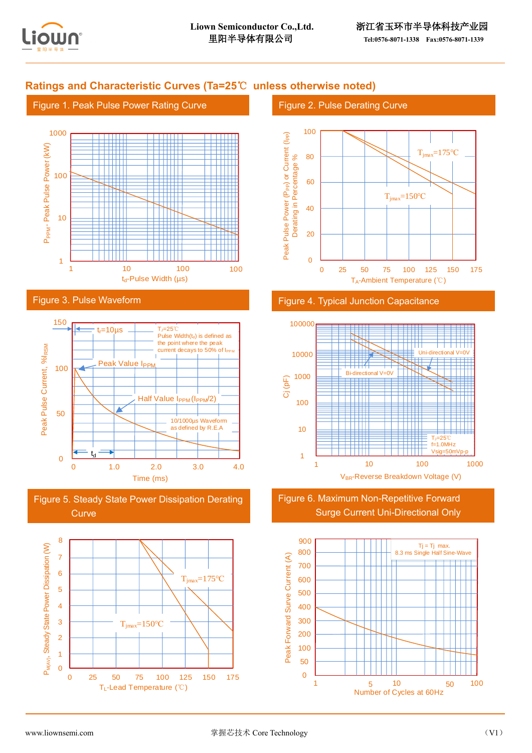## Ratings and Characteristic Curves (Ta=25℃ unless otherwise noted)

### Figure 1. Peak Pulse Power Rating Curve

$P_{PPM}$ - Peak Pulse Power (kW)

1000, 100, 10, 1

1, 10, 100, 100

$t_d$-Pulse Width (μs)

### Figure 2. Pulse Derating Curve

Peak Pulse Power ($P_{PP}$) or Current ($I_{PP}$) Derating in Percentage %

100, 80, 60, 40, 20, 0

$T_{jmax}$=175℃

$T_{jmax}$=150℃

0, 25, 50, 75, 100, 125, 150, 175

$T_A$-Ambient Temperature (℃)

### Figure 3. Pulse Waveform

Peak Pulse Current, %$I_{RSM}$

150, 100, 50, 0

$t_r$=10μs

$T_J$=25℃
Pulse Width($t_d$) is defined as the point where the peak current decays to 50% of $I_{PPM}$

Peak Value $I_{PPM}$

Half Value $I_{PPM}$ ($I_{PPM}$/2)

10/1000μs Waveform as defined by R.E.A

$t_d$

0, 1.0, 2.0, 3.0, 4.0

Time (ms)

### Figure 4. Typical Junction Capacitance

Cj (pF)

100000, 10000, 1000, 100, 10, 1

Uni-directional V=0V

Bi-directional V=0V

$T_J$=25℃
f=1.0MHz
Vsig=50mVp-p

1, 10, 100, 1000

$V_{BR}$-Reverse Breakdown Voltage (V)

### Figure 5. Steady State Power Dissipation Derating Curve

$P_{M(AV)}$, Steady State Power Dissipation (W)

8, 7, 6, 5, 4, 3, 2, 1, 0

$T_{jmax}$=175℃

$T_{jmax}$=150℃

0, 25, 50, 75, 100, 125, 150, 175

$T_L$-Lead Temperature (℃)

### Figure 6. Maximum Non-Repetitive Forward Surge Current Uni-Directional Only

Peak Forward Surve Current (A)

900, 800, 700, 600, 500, 400, 300, 200, 100, 50, 0

Tj = Tj max.
8.3 ms Single Half Sine-Wave

1, 5, 10, 50, 100

Number of Cycles at 60Hz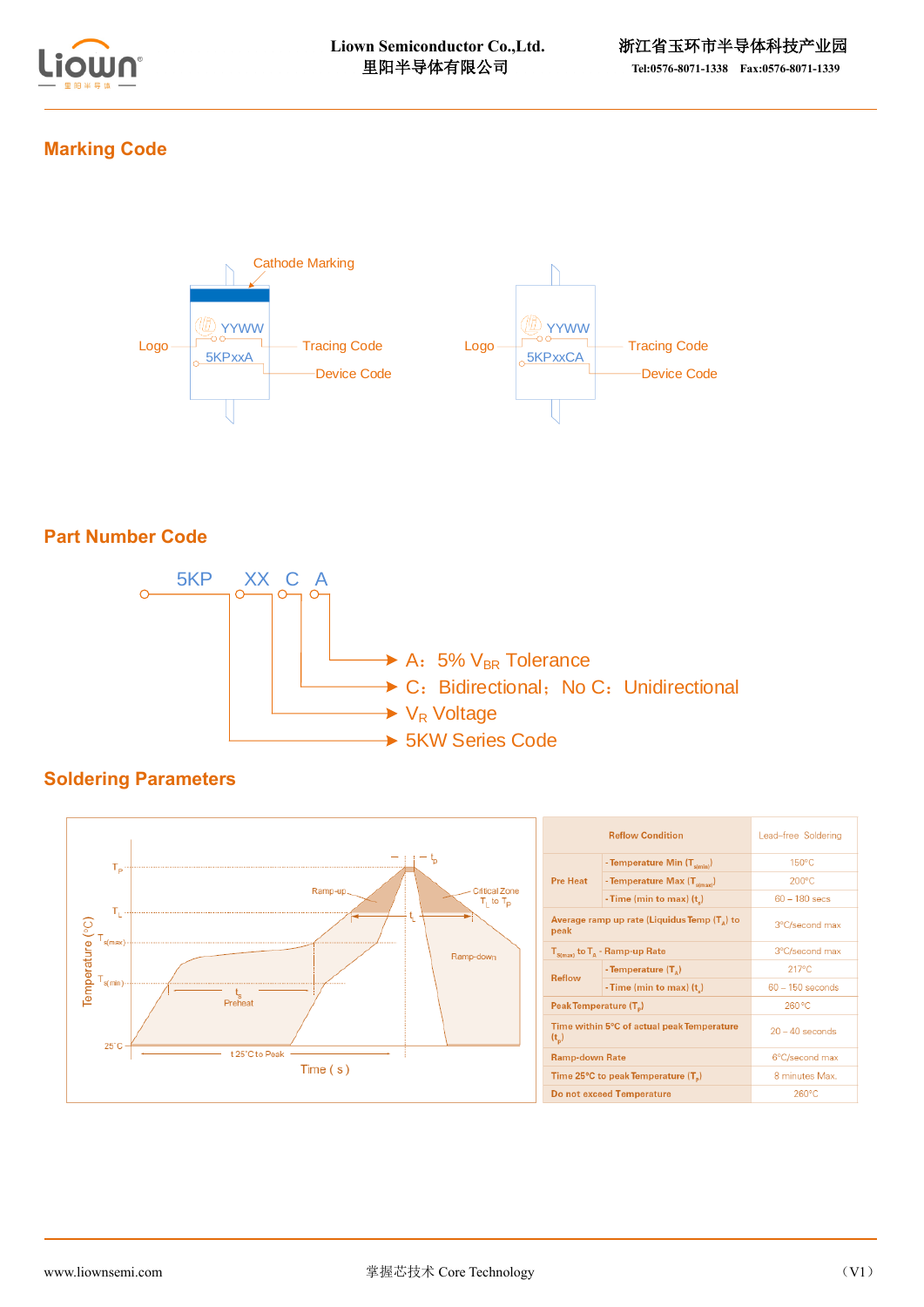## Marking Code

Cathode Marking

Logo — YYWW — Tracing Code

5KPxxA — Device Code

Logo — YYWW — Tracing Code

5KPxxCA — Device Code

## Part Number Code

5KP XX C A

- A： 5% $V_{BR}$ Tolerance
- C： Bidirectional； No C： Unidirectional
- $V_R$ Voltage
- 5KW Series Code

## Soldering Parameters

| Reflow Condition | | Lead–free Soldering |
|---|---|---|
| Pre Heat | - Temperature Min ($T_{s(min)}$) | 150°C |
| | - Temperature Max ($T_{s(max)}$) | 200°C |
| | - Time (min to max) ($t_s$) | 60 – 180 secs |
| Average ramp up rate (Liquidus Temp ($T_A$) to peak | | 3°C/second max |
| $T_{s(max)}$ to $T_A$ - Ramp-up Rate | | 3°C/second max |
| Reflow | - Temperature ($T_A$) | 217°C |
| | - Time (min to max) ($t_s$) | 60 – 150 seconds |
| Peak Temperature ($T_p$) | | 260 °C |
| Time within 5°C of actual peak Temperature ($t_p$) | | 20 – 40 seconds |
| Ramp-down Rate | | 6°C/second max |
| Time 25°C to peak Temperature ($T_p$) | | 8 minutes Max. |
| Do not exceed Temperature | | 260°C |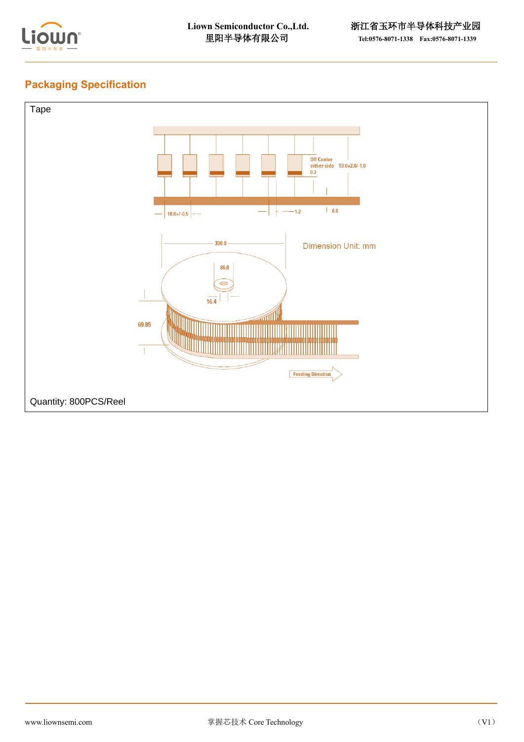## Packaging Specification

Tape

Off Center
either side
0.7

53.0+2.0/-1.0

10.0+/-0.5

1.2

6.0

330.0

Dimension Unit: mm

86.0

16.4

69.85

Feeding Direction

Quantity: 800PCS/Reel